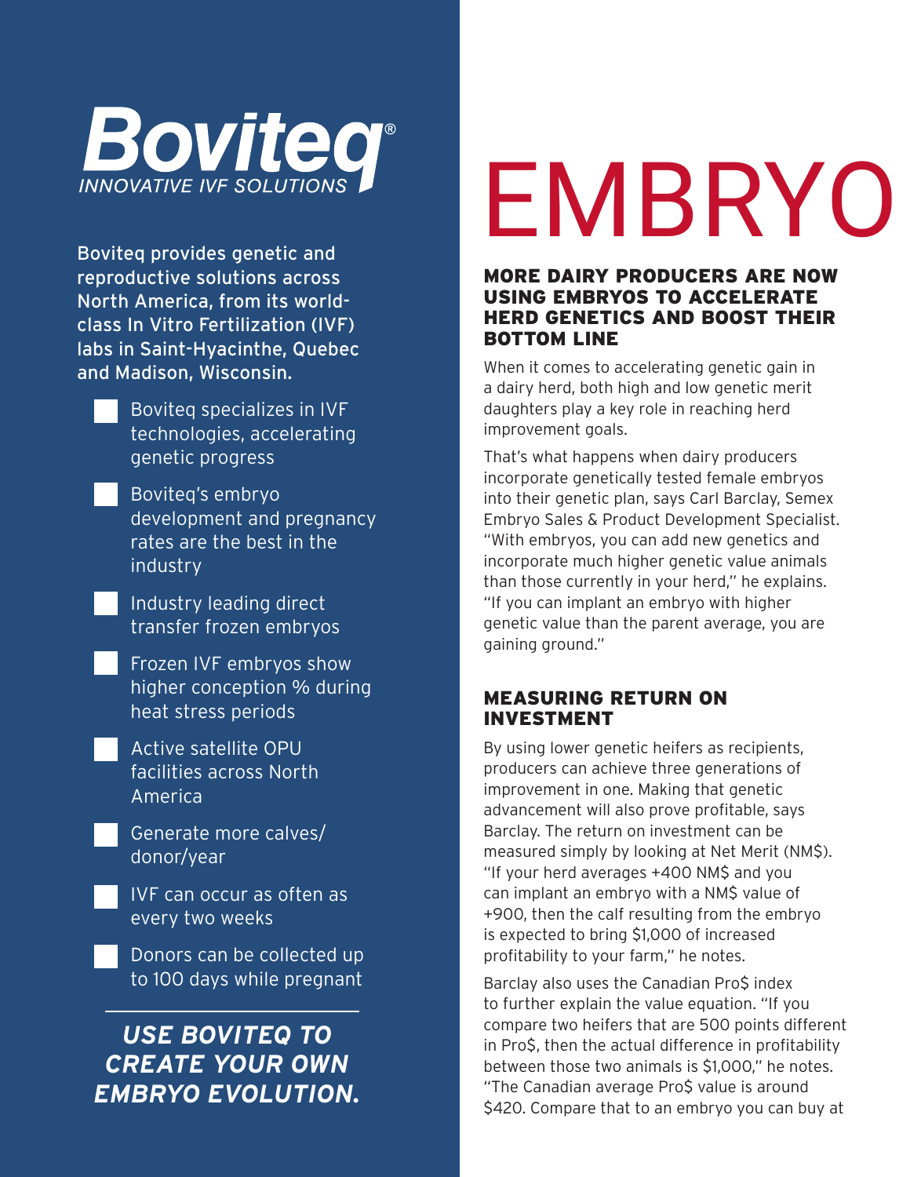# Boviteq®

*INNOVATIVE IVF SOLUTIONS*

Boviteq provides genetic and reproductive solutions across North America, from its world-class In Vitro Fertilization (IVF) labs in Saint-Hyacinthe, Quebec and Madison, Wisconsin.

- Boviteq specializes in IVF technologies, accelerating genetic progress
- Boviteq's embryo development and pregnancy rates are the best in the industry
- Industry leading direct transfer frozen embryos
- Frozen IVF embryos show higher conception % during heat stress periods
- Active satellite OPU facilities across North America
- Generate more calves/donor/year
- IVF can occur as often as every two weeks
- Donors can be collected up to 100 days while pregnant

***USE BOVITEQ TO CREATE YOUR OWN EMBRYO EVOLUTION.***

# EMBRYO

## MORE DAIRY PRODUCERS ARE NOW USING EMBRYOS TO ACCELERATE HERD GENETICS AND BOOST THEIR BOTTOM LINE

When it comes to accelerating genetic gain in a dairy herd, both high and low genetic merit daughters play a key role in reaching herd improvement goals.

That's what happens when dairy producers incorporate genetically tested female embryos into their genetic plan, says Carl Barclay, Semex Embryo Sales & Product Development Specialist. "With embryos, you can add new genetics and incorporate much higher genetic value animals than those currently in your herd," he explains. "If you can implant an embryo with higher genetic value than the parent average, you are gaining ground."

## MEASURING RETURN ON INVESTMENT

By using lower genetic heifers as recipients, producers can achieve three generations of improvement in one. Making that genetic advancement will also prove profitable, says Barclay. The return on investment can be measured simply by looking at Net Merit (NM$). "If your herd averages +400 NM$ and you can implant an embryo with a NM$ value of +900, then the calf resulting from the embryo is expected to bring $1,000 of increased profitability to your farm," he notes.

Barclay also uses the Canadian Pro$ index to further explain the value equation. "If you compare two heifers that are 500 points different in Pro$, then the actual difference in profitability between those two animals is $1,000," he notes. "The Canadian average Pro$ value is around $420. Compare that to an embryo you can buy at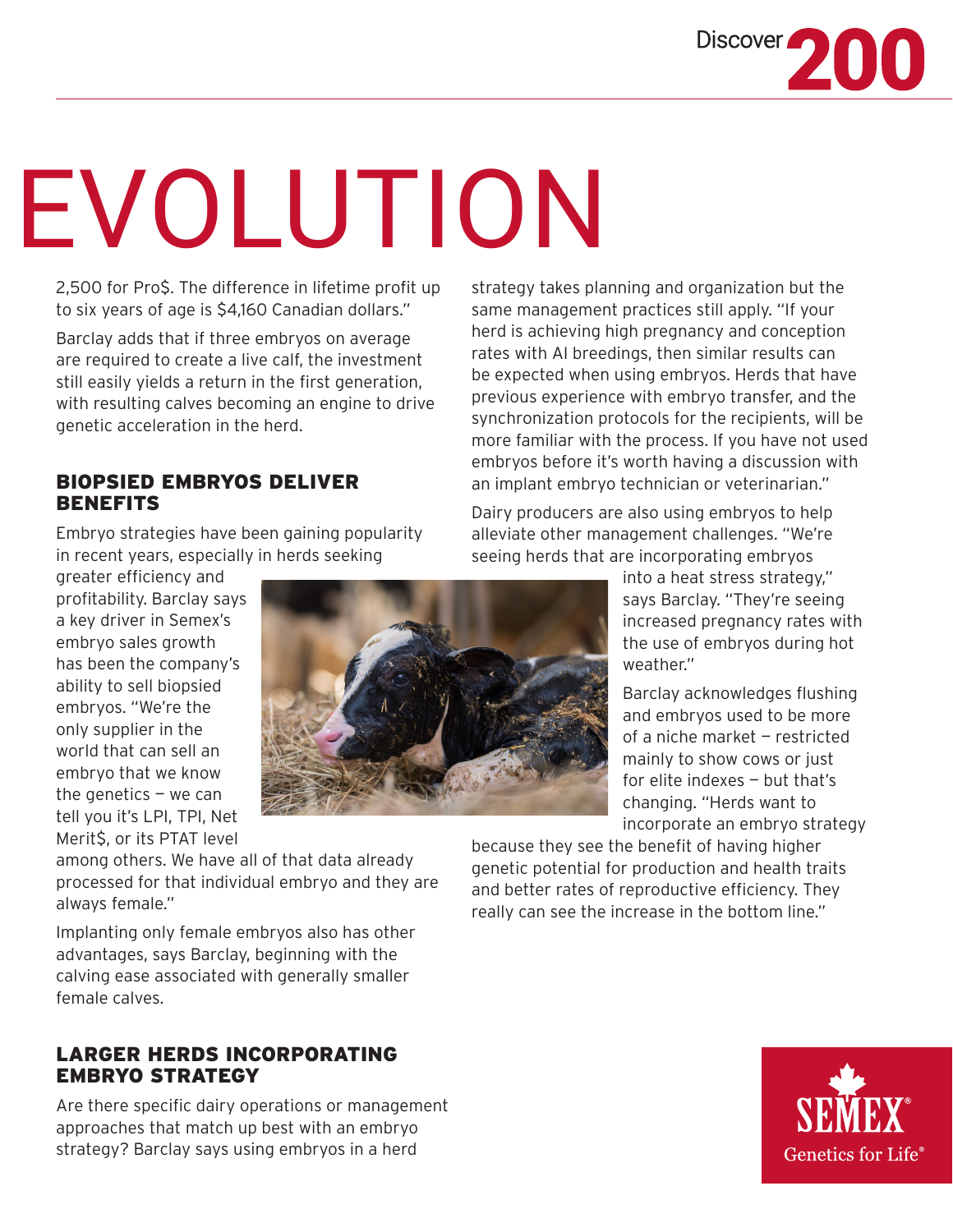# EVOLUTION

2,500 for Pro$. The difference in lifetime profit up to six years of age is $4,160 Canadian dollars."

Barclay adds that if three embryos on average are required to create a live calf, the investment still easily yields a return in the first generation, with resulting calves becoming an engine to drive genetic acceleration in the herd.

## BIOPSIED EMBRYOS DELIVER BENEFITS

Embryo strategies have been gaining popularity in recent years, especially in herds seeking greater efficiency and profitability. Barclay says a key driver in Semex's embryo sales growth has been the company's ability to sell biopsied embryos. "We're the only supplier in the world that can sell an embryo that we know the genetics – we can tell you it's LPI, TPI, Net Merit$, or its PTAT level among others. We have all of that data already processed for that individual embryo and they are always female."

Implanting only female embryos also has other advantages, says Barclay, beginning with the calving ease associated with generally smaller female calves.

## LARGER HERDS INCORPORATING EMBRYO STRATEGY

Are there specific dairy operations or management approaches that match up best with an embryo strategy? Barclay says using embryos in a herd strategy takes planning and organization but the same management practices still apply. "If your herd is achieving high pregnancy and conception rates with AI breedings, then similar results can be expected when using embryos. Herds that have previous experience with embryo transfer, and the synchronization protocols for the recipients, will be more familiar with the process. If you have not used embryos before it's worth having a discussion with an implant embryo technician or veterinarian."

Dairy producers are also using embryos to help alleviate other management challenges. "We're seeing herds that are incorporating embryos into a heat stress strategy," says Barclay. "They're seeing increased pregnancy rates with the use of embryos during hot weather."

Barclay acknowledges flushing and embryos used to be more of a niche market – restricted mainly to show cows or just for elite indexes – but that's changing. "Herds want to incorporate an embryo strategy because they see the benefit of having higher genetic potential for production and health traits and better rates of reproductive efficiency. They really can see the increase in the bottom line."